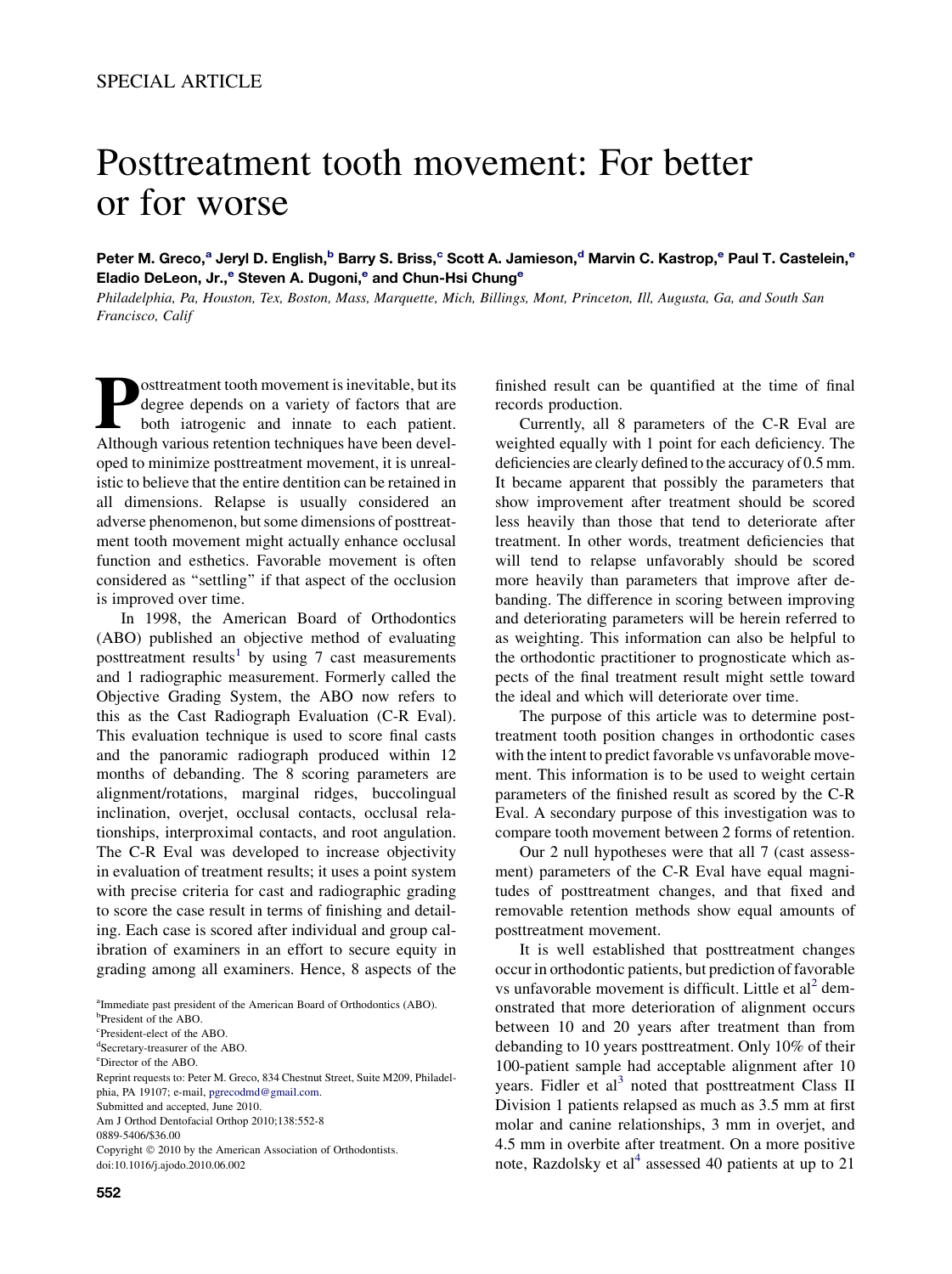SPECIAL ARTICLE

# Posttreatment tooth movement: For better or for worse

**Peter M. Greco,[a] Jeryl D. English,[b] Barry S. Briss,[c] Scott A. Jamieson,[d] Marvin C. Kastrop,[e] Paul T. Castelein,[e] Eladio DeLeon, Jr.,[e] Steven A. Dugoni,[e] and Chun-Hsi Chung[e]**

*Philadelphia, Pa, Houston, Tex, Boston, Mass, Marquette, Mich, Billings, Mont, Princeton, Ill, Augusta, Ga, and South San Francisco, Calif*

Posttreatment tooth movement is inevitable, but its degree depends on a variety of factors that are both iatrogenic and innate to each patient. Although various retention techniques have been developed to minimize posttreatment movement, it is unrealistic to believe that the entire dentition can be retained in all dimensions. Relapse is usually considered an adverse phenomenon, but some dimensions of posttreatment tooth movement might actually enhance occlusal function and esthetics. Favorable movement is often considered as "settling" if that aspect of the occlusion is improved over time.

In 1998, the American Board of Orthodontics (ABO) published an objective method of evaluating posttreatment results[1] by using 7 cast measurements and 1 radiographic measurement. Formerly called the Objective Grading System, the ABO now refers to this as the Cast Radiograph Evaluation (C-R Eval). This evaluation technique is used to score final casts and the panoramic radiograph produced within 12 months of debanding. The 8 scoring parameters are alignment/rotations, marginal ridges, buccolingual inclination, overjet, occlusal contacts, occlusal relationships, interproximal contacts, and root angulation. The C-R Eval was developed to increase objectivity in evaluation of treatment results; it uses a point system with precise criteria for cast and radiographic grading to score the case result in terms of finishing and detailing. Each case is scored after individual and group calibration of examiners in an effort to secure equity in grading among all examiners. Hence, 8 aspects of the finished result can be quantified at the time of final records production.

Currently, all 8 parameters of the C-R Eval are weighted equally with 1 point for each deficiency. The deficiencies are clearly defined to the accuracy of 0.5 mm. It became apparent that possibly the parameters that show improvement after treatment should be scored less heavily than those that tend to deteriorate after treatment. In other words, treatment deficiencies that will tend to relapse unfavorably should be scored more heavily than parameters that improve after debanding. The difference in scoring between improving and deteriorating parameters will be herein referred to as weighting. This information can also be helpful to the orthodontic practitioner to prognosticate which aspects of the final treatment result might settle toward the ideal and which will deteriorate over time.

The purpose of this article was to determine posttreatment tooth position changes in orthodontic cases with the intent to predict favorable vs unfavorable movement. This information is to be used to weight certain parameters of the finished result as scored by the C-R Eval. A secondary purpose of this investigation was to compare tooth movement between 2 forms of retention.

Our 2 null hypotheses were that all 7 (cast assessment) parameters of the C-R Eval have equal magnitudes of posttreatment changes, and that fixed and removable retention methods show equal amounts of posttreatment movement.

It is well established that posttreatment changes occur in orthodontic patients, but prediction of favorable vs unfavorable movement is difficult. Little et al[2] demonstrated that more deterioration of alignment occurs between 10 and 20 years after treatment than from debanding to 10 years posttreatment. Only 10% of their 100-patient sample had acceptable alignment after 10 years. Fidler et al[3] noted that posttreatment Class II Division 1 patients relapsed as much as 3.5 mm at first molar and canine relationships, 3 mm in overjet, and 4.5 mm in overbite after treatment. On a more positive note, Razdolsky et al[4] assessed 40 patients at up to 21

[a]Immediate past president of the American Board of Orthodontics (ABO).
[b]President of the ABO.
[c]President-elect of the ABO.
[d]Secretary-treasurer of the ABO.
[e]Director of the ABO.

Reprint requests to: Peter M. Greco, 834 Chestnut Street, Suite M209, Philadelphia, PA 19107; e-mail, pgrecodmd@gmail.com.
Submitted and accepted, June 2010.
Am J Orthod Dentofacial Orthop 2010;138:552-8
0889-5406/$36.00
Copyright © 2010 by the American Association of Orthodontists.
doi:10.1016/j.ajodo.2010.06.002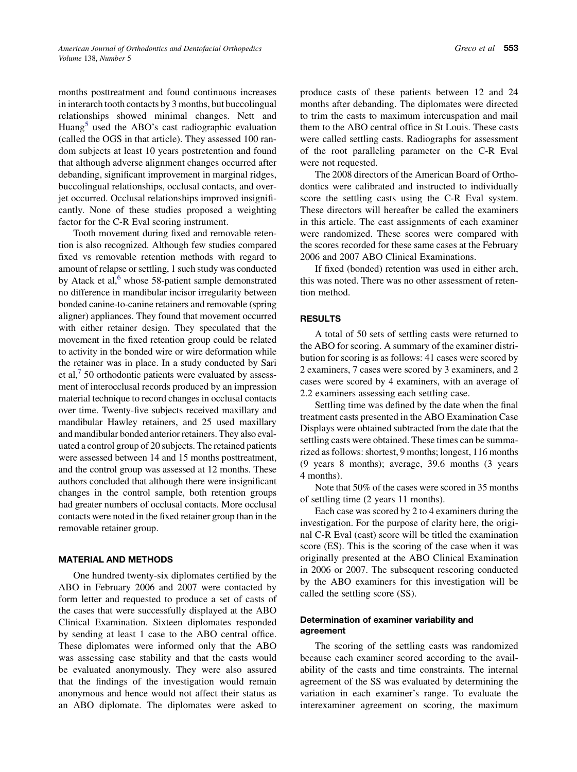months posttreatment and found continuous increases in interarch tooth contacts by 3 months, but buccolingual relationships showed minimal changes. Nett and Huang[5] used the ABO's cast radiographic evaluation (called the OGS in that article). They assessed 100 random subjects at least 10 years postretention and found that although adverse alignment changes occurred after debanding, significant improvement in marginal ridges, buccolingual relationships, occlusal contacts, and overjet occurred. Occlusal relationships improved insignificantly. None of these studies proposed a weighting factor for the C-R Eval scoring instrument.

Tooth movement during fixed and removable retention is also recognized. Although few studies compared fixed vs removable retention methods with regard to amount of relapse or settling, 1 such study was conducted by Atack et al,[6] whose 58-patient sample demonstrated no difference in mandibular incisor irregularity between bonded canine-to-canine retainers and removable (spring aligner) appliances. They found that movement occurred with either retainer design. They speculated that the movement in the fixed retention group could be related to activity in the bonded wire or wire deformation while the retainer was in place. In a study conducted by Sari et al,[7] 50 orthodontic patients were evaluated by assessment of interocclusal records produced by an impression material technique to record changes in occlusal contacts over time. Twenty-five subjects received maxillary and mandibular Hawley retainers, and 25 used maxillary and mandibular bonded anterior retainers. They also evaluated a control group of 20 subjects. The retained patients were assessed between 14 and 15 months posttreatment, and the control group was assessed at 12 months. These authors concluded that although there were insignificant changes in the control sample, both retention groups had greater numbers of occlusal contacts. More occlusal contacts were noted in the fixed retainer group than in the removable retainer group.

## MATERIAL AND METHODS

One hundred twenty-six diplomates certified by the ABO in February 2006 and 2007 were contacted by form letter and requested to produce a set of casts of the cases that were successfully displayed at the ABO Clinical Examination. Sixteen diplomates responded by sending at least 1 case to the ABO central office. These diplomates were informed only that the ABO was assessing case stability and that the casts would be evaluated anonymously. They were also assured that the findings of the investigation would remain anonymous and hence would not affect their status as an ABO diplomate. The diplomates were asked to produce casts of these patients between 12 and 24 months after debanding. The diplomates were directed to trim the casts to maximum intercuspation and mail them to the ABO central office in St Louis. These casts were called settling casts. Radiographs for assessment of the root paralleling parameter on the C-R Eval were not requested.

The 2008 directors of the American Board of Orthodontics were calibrated and instructed to individually score the settling casts using the C-R Eval system. These directors will hereafter be called the examiners in this article. The cast assignments of each examiner were randomized. These scores were compared with the scores recorded for these same cases at the February 2006 and 2007 ABO Clinical Examinations.

If fixed (bonded) retention was used in either arch, this was noted. There was no other assessment of retention method.

## RESULTS

A total of 50 sets of settling casts were returned to the ABO for scoring. A summary of the examiner distribution for scoring is as follows: 41 cases were scored by 2 examiners, 7 cases were scored by 3 examiners, and 2 cases were scored by 4 examiners, with an average of 2.2 examiners assessing each settling case.

Settling time was defined by the date when the final treatment casts presented in the ABO Examination Case Displays were obtained subtracted from the date that the settling casts were obtained. These times can be summarized as follows: shortest, 9 months; longest, 116 months (9 years 8 months); average, 39.6 months (3 years 4 months).

Note that 50% of the cases were scored in 35 months of settling time (2 years 11 months).

Each case was scored by 2 to 4 examiners during the investigation. For the purpose of clarity here, the original C-R Eval (cast) score will be titled the examination score (ES). This is the scoring of the case when it was originally presented at the ABO Clinical Examination in 2006 or 2007. The subsequent rescoring conducted by the ABO examiners for this investigation will be called the settling score (SS).

### Determination of examiner variability and agreement

The scoring of the settling casts was randomized because each examiner scored according to the availability of the casts and time constraints. The internal agreement of the SS was evaluated by determining the variation in each examiner's range. To evaluate the interexaminer agreement on scoring, the maximum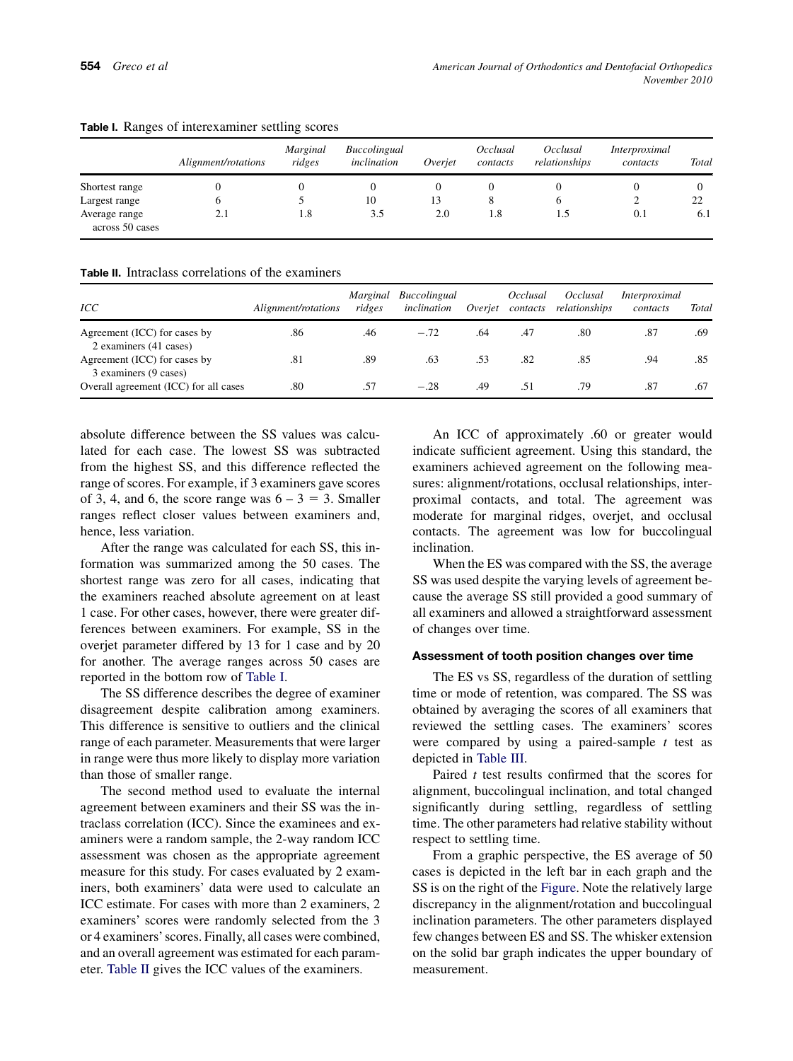**Table I.** Ranges of interexaminer settling scores

| | *Alignment/rotations* | *Marginal ridges* | *Buccolingual inclination* | *Overjet* | *Occlusal contacts* | *Occlusal relationships* | *Interproximal contacts* | *Total* |
|---|---|---|---|---|---|---|---|---|
| Shortest range | 0 | 0 | 0 | 0 | 0 | 0 | 0 | 0 |
| Largest range | 6 | 5 | 10 | 13 | 8 | 6 | 2 | 22 |
| Average range across 50 cases | 2.1 | 1.8 | 3.5 | 2.0 | 1.8 | 1.5 | 0.1 | 6.1 |

**Table II.** Intraclass correlations of the examiners

| *ICC* | *Alignment/rotations* | *Marginal ridges* | *Buccolingual inclination* | *Overjet* | *Occlusal contacts* | *Occlusal relationships* | *Interproximal contacts* | *Total* |
|---|---|---|---|---|---|---|---|---|
| Agreement (ICC) for cases by 2 examiners (41 cases) | .86 | .46 | −.72 | .64 | .47 | .80 | .87 | .69 |
| Agreement (ICC) for cases by 3 examiners (9 cases) | .81 | .89 | .63 | .53 | .82 | .85 | .94 | .85 |
| Overall agreement (ICC) for all cases | .80 | .57 | −.28 | .49 | .51 | .79 | .87 | .67 |

absolute difference between the SS values was calculated for each case. The lowest SS was subtracted from the highest SS, and this difference reflected the range of scores. For example, if 3 examiners gave scores of 3, 4, and 6, the score range was $6 - 3 = 3$. Smaller ranges reflect closer values between examiners and, hence, less variation.

After the range was calculated for each SS, this information was summarized among the 50 cases. The shortest range was zero for all cases, indicating that the examiners reached absolute agreement on at least 1 case. For other cases, however, there were greater differences between examiners. For example, SS in the overjet parameter differed by 13 for 1 case and by 20 for another. The average ranges across 50 cases are reported in the bottom row of Table I.

The SS difference describes the degree of examiner disagreement despite calibration among examiners. This difference is sensitive to outliers and the clinical range of each parameter. Measurements that were larger in range were thus more likely to display more variation than those of smaller range.

The second method used to evaluate the internal agreement between examiners and their SS was the intraclass correlation (ICC). Since the examinees and examiners were a random sample, the 2-way random ICC assessment was chosen as the appropriate agreement measure for this study. For cases evaluated by 2 examiners, both examiners' data were used to calculate an ICC estimate. For cases with more than 2 examiners, 2 examiners' scores were randomly selected from the 3 or 4 examiners' scores. Finally, all cases were combined, and an overall agreement was estimated for each parameter. Table II gives the ICC values of the examiners.

An ICC of approximately .60 or greater would indicate sufficient agreement. Using this standard, the examiners achieved agreement on the following measures: alignment/rotations, occlusal relationships, interproximal contacts, and total. The agreement was moderate for marginal ridges, overjet, and occlusal contacts. The agreement was low for buccolingual inclination.

When the ES was compared with the SS, the average SS was used despite the varying levels of agreement because the average SS still provided a good summary of all examiners and allowed a straightforward assessment of changes over time.

### Assessment of tooth position changes over time

The ES vs SS, regardless of the duration of settling time or mode of retention, was compared. The SS was obtained by averaging the scores of all examiners that reviewed the settling cases. The examiners' scores were compared by using a paired-sample *t* test as depicted in Table III.

Paired *t* test results confirmed that the scores for alignment, buccolingual inclination, and total changed significantly during settling, regardless of settling time. The other parameters had relative stability without respect to settling time.

From a graphic perspective, the ES average of 50 cases is depicted in the left bar in each graph and the SS is on the right of the Figure. Note the relatively large discrepancy in the alignment/rotation and buccolingual inclination parameters. The other parameters displayed few changes between ES and SS. The whisker extension on the solid bar graph indicates the upper boundary of measurement.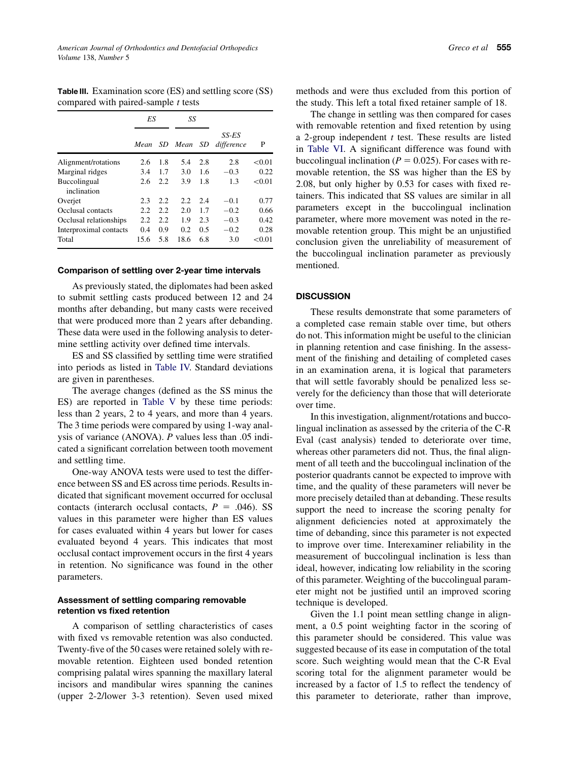**Table III.** Examination score (ES) and settling score (SS) compared with paired-sample *t* tests

| | *ES* | | *SS* | | | |
|---|---|---|---|---|---|---|
| | *Mean* | *SD* | *Mean* | *SD* | *SS-ES difference* | P |
| Alignment/rotations | 2.6 | 1.8 | 5.4 | 2.8 | 2.8 | <0.01 |
| Marginal ridges | 3.4 | 1.7 | 3.0 | 1.6 | −0.3 | 0.22 |
| Buccolingual inclination | 2.6 | 2.2 | 3.9 | 1.8 | 1.3 | <0.01 |
| Overjet | 2.3 | 2.2 | 2.2 | 2.4 | −0.1 | 0.77 |
| Occlusal contacts | 2.2 | 2.2 | 2.0 | 1.7 | −0.2 | 0.66 |
| Occlusal relationships | 2.2 | 2.2 | 1.9 | 2.3 | −0.3 | 0.42 |
| Interproximal contacts | 0.4 | 0.9 | 0.2 | 0.5 | −0.2 | 0.28 |
| Total | 15.6 | 5.8 | 18.6 | 6.8 | 3.0 | <0.01 |

### Comparison of settling over 2-year time intervals

As previously stated, the diplomates had been asked to submit settling casts produced between 12 and 24 months after debanding, but many casts were received that were produced more than 2 years after debanding. These data were used in the following analysis to determine settling activity over defined time intervals.

ES and SS classified by settling time were stratified into periods as listed in Table IV. Standard deviations are given in parentheses.

The average changes (defined as the SS minus the ES) are reported in Table V by these time periods: less than 2 years, 2 to 4 years, and more than 4 years. The 3 time periods were compared by using 1-way analysis of variance (ANOVA). *P* values less than .05 indicated a significant correlation between tooth movement and settling time.

One-way ANOVA tests were used to test the difference between SS and ES across time periods. Results indicated that significant movement occurred for occlusal contacts (interarch occlusal contacts, $P = .046$). SS values in this parameter were higher than ES values for cases evaluated within 4 years but lower for cases evaluated beyond 4 years. This indicates that most occlusal contact improvement occurs in the first 4 years in retention. No significance was found in the other parameters.

### Assessment of settling comparing removable retention vs fixed retention

A comparison of settling characteristics of cases with fixed vs removable retention was also conducted. Twenty-five of the 50 cases were retained solely with removable retention. Eighteen used bonded retention comprising palatal wires spanning the maxillary lateral incisors and mandibular wires spanning the canines (upper 2-2/lower 3-3 retention). Seven used mixed methods and were thus excluded from this portion of the study. This left a total fixed retainer sample of 18.

The change in settling was then compared for cases with removable retention and fixed retention by using a 2-group independent *t* test. These results are listed in Table VI. A significant difference was found with buccolingual inclination ($P = 0.025$). For cases with removable retention, the SS was higher than the ES by 2.08, but only higher by 0.53 for cases with fixed retainers. This indicated that SS values are similar in all parameters except in the buccolingual inclination parameter, where more movement was noted in the removable retention group. This might be an unjustified conclusion given the unreliability of measurement of the buccolingual inclination parameter as previously mentioned.

## DISCUSSION

These results demonstrate that some parameters of a completed case remain stable over time, but others do not. This information might be useful to the clinician in planning retention and case finishing. In the assessment of the finishing and detailing of completed cases in an examination arena, it is logical that parameters that will settle favorably should be penalized less severely for the deficiency than those that will deteriorate over time.

In this investigation, alignment/rotations and buccolingual inclination as assessed by the criteria of the C-R Eval (cast analysis) tended to deteriorate over time, whereas other parameters did not. Thus, the final alignment of all teeth and the buccolingual inclination of the posterior quadrants cannot be expected to improve with time, and the quality of these parameters will never be more precisely detailed than at debanding. These results support the need to increase the scoring penalty for alignment deficiencies noted at approximately the time of debanding, since this parameter is not expected to improve over time. Interexaminer reliability in the measurement of buccolingual inclination is less than ideal, however, indicating low reliability in the scoring of this parameter. Weighting of the buccolingual parameter might not be justified until an improved scoring technique is developed.

Given the 1.1 point mean settling change in alignment, a 0.5 point weighting factor in the scoring of this parameter should be considered. This value was suggested because of its ease in computation of the total score. Such weighting would mean that the C-R Eval scoring total for the alignment parameter would be increased by a factor of 1.5 to reflect the tendency of this parameter to deteriorate, rather than improve,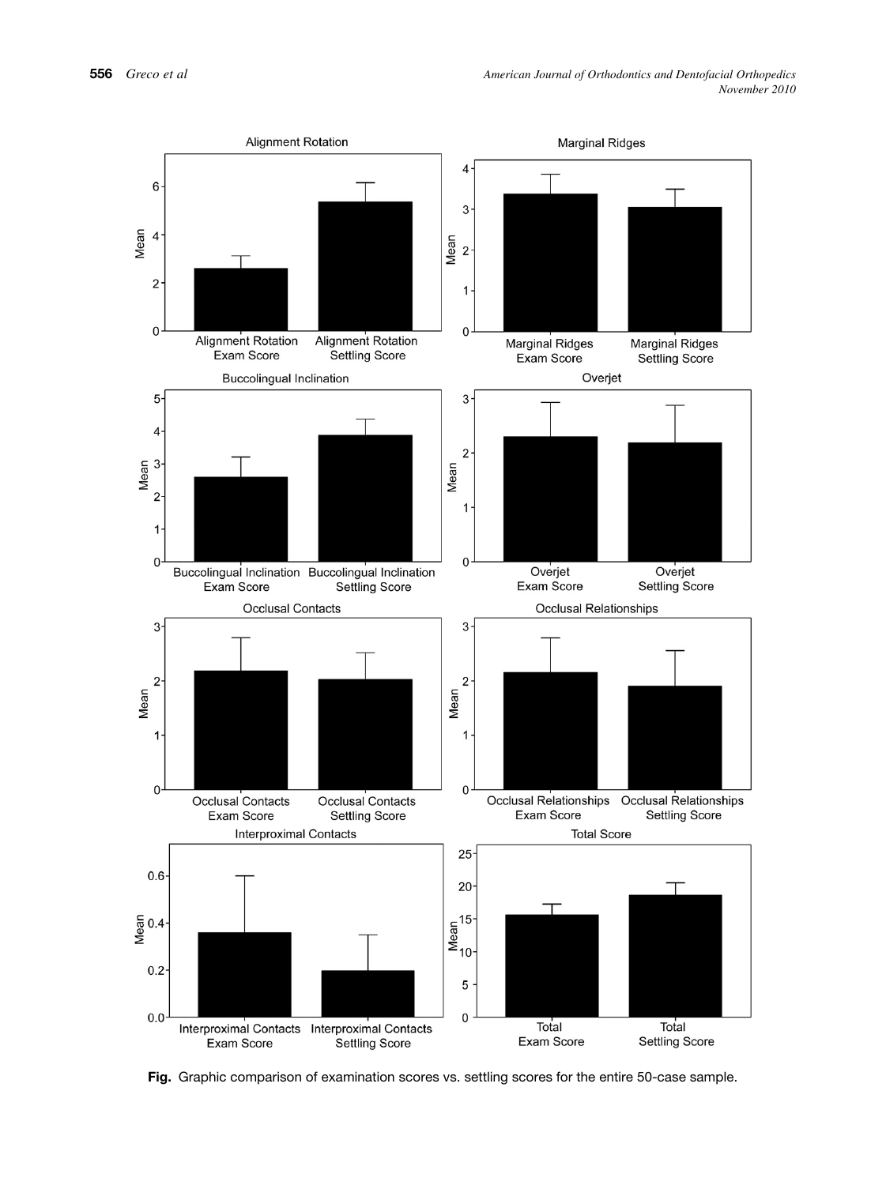**Fig.** Graphic comparison of examination scores vs. settling scores for the entire 50-case sample.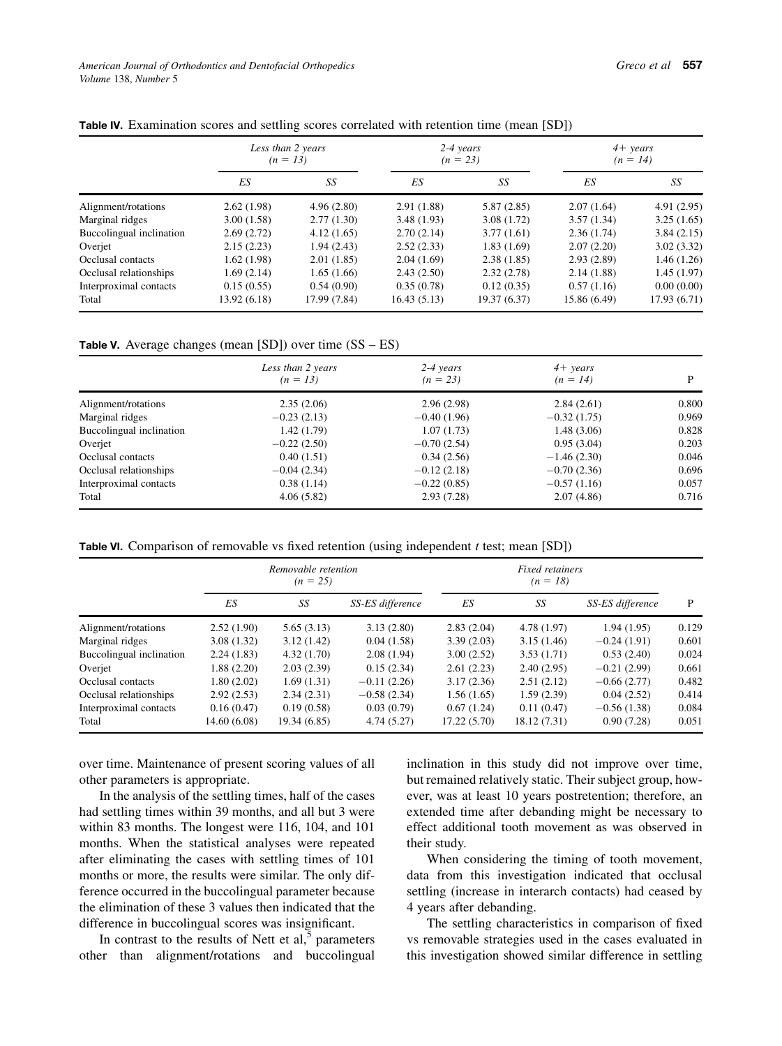**Table IV.** Examination scores and settling scores correlated with retention time (mean [SD])

| | *Less than 2 years (n = 13)* | | *2-4 years (n = 23)* | | *4+ years (n = 14)* | |
|---|---|---|---|---|---|---|
| | *ES* | *SS* | *ES* | *SS* | *ES* | *SS* |
| Alignment/rotations | 2.62 (1.98) | 4.96 (2.80) | 2.91 (1.88) | 5.87 (2.85) | 2.07 (1.64) | 4.91 (2.95) |
| Marginal ridges | 3.00 (1.58) | 2.77 (1.30) | 3.48 (1.93) | 3.08 (1.72) | 3.57 (1.34) | 3.25 (1.65) |
| Buccolingual inclination | 2.69 (2.72) | 4.12 (1.65) | 2.70 (2.14) | 3.77 (1.61) | 2.36 (1.74) | 3.84 (2.15) |
| Overjet | 2.15 (2.23) | 1.94 (2.43) | 2.52 (2.33) | 1.83 (1.69) | 2.07 (2.20) | 3.02 (3.32) |
| Occlusal contacts | 1.62 (1.98) | 2.01 (1.85) | 2.04 (1.69) | 2.38 (1.85) | 2.93 (2.89) | 1.46 (1.26) |
| Occlusal relationships | 1.69 (2.14) | 1.65 (1.66) | 2.43 (2.50) | 2.32 (2.78) | 2.14 (1.88) | 1.45 (1.97) |
| Interproximal contacts | 0.15 (0.55) | 0.54 (0.90) | 0.35 (0.78) | 0.12 (0.35) | 0.57 (1.16) | 0.00 (0.00) |
| Total | 13.92 (6.18) | 17.99 (7.84) | 16.43 (5.13) | 19.37 (6.37) | 15.86 (6.49) | 17.93 (6.71) |

**Table V.** Average changes (mean [SD]) over time (SS – ES)

| | *Less than 2 years (n = 13)* | *2-4 years (n = 23)* | *4+ years (n = 14)* | P |
|---|---|---|---|---|
| Alignment/rotations | 2.35 (2.06) | 2.96 (2.98) | 2.84 (2.61) | 0.800 |
| Marginal ridges | −0.23 (2.13) | −0.40 (1.96) | −0.32 (1.75) | 0.969 |
| Buccolingual inclination | 1.42 (1.79) | 1.07 (1.73) | 1.48 (3.06) | 0.828 |
| Overjet | −0.22 (2.50) | −0.70 (2.54) | 0.95 (3.04) | 0.203 |
| Occlusal contacts | 0.40 (1.51) | 0.34 (2.56) | −1.46 (2.30) | 0.046 |
| Occlusal relationships | −0.04 (2.34) | −0.12 (2.18) | −0.70 (2.36) | 0.696 |
| Interproximal contacts | 0.38 (1.14) | −0.22 (0.85) | −0.57 (1.16) | 0.057 |
| Total | 4.06 (5.82) | 2.93 (7.28) | 2.07 (4.86) | 0.716 |

**Table VI.** Comparison of removable vs fixed retention (using independent *t* test; mean [SD])

| | *Removable retention (n = 25)* | | | *Fixed retainers (n = 18)* | | | |
|---|---|---|---|---|---|---|---|
| | *ES* | *SS* | *SS-ES difference* | *ES* | *SS* | *SS-ES difference* | P |
| Alignment/rotations | 2.52 (1.90) | 5.65 (3.13) | 3.13 (2.80) | 2.83 (2.04) | 4.78 (1.97) | 1.94 (1.95) | 0.129 |
| Marginal ridges | 3.08 (1.32) | 3.12 (1.42) | 0.04 (1.58) | 3.39 (2.03) | 3.15 (1.46) | −0.24 (1.91) | 0.601 |
| Buccolingual inclination | 2.24 (1.83) | 4.32 (1.70) | 2.08 (1.94) | 3.00 (2.52) | 3.53 (1.71) | 0.53 (2.40) | 0.024 |
| Overjet | 1.88 (2.20) | 2.03 (2.39) | 0.15 (2.34) | 2.61 (2.23) | 2.40 (2.95) | −0.21 (2.99) | 0.661 |
| Occlusal contacts | 1.80 (2.02) | 1.69 (1.31) | −0.11 (2.26) | 3.17 (2.36) | 2.51 (2.12) | −0.66 (2.77) | 0.482 |
| Occlusal relationships | 2.92 (2.53) | 2.34 (2.31) | −0.58 (2.34) | 1.56 (1.65) | 1.59 (2.39) | 0.04 (2.52) | 0.414 |
| Interproximal contacts | 0.16 (0.47) | 0.19 (0.58) | 0.03 (0.79) | 0.67 (1.24) | 0.11 (0.47) | −0.56 (1.38) | 0.084 |
| Total | 14.60 (6.08) | 19.34 (6.85) | 4.74 (5.27) | 17.22 (5.70) | 18.12 (7.31) | 0.90 (7.28) | 0.051 |

over time. Maintenance of present scoring values of all other parameters is appropriate.

In the analysis of the settling times, half of the cases had settling times within 39 months, and all but 3 were within 83 months. The longest were 116, 104, and 101 months. When the statistical analyses were repeated after eliminating the cases with settling times of 101 months or more, the results were similar. The only difference occurred in the buccolingual parameter because the elimination of these 3 values then indicated that the difference in buccolingual scores was insignificant.

In contrast to the results of Nett et al,[5] parameters other than alignment/rotations and buccolingual inclination in this study did not improve over time, but remained relatively static. Their subject group, however, was at least 10 years postretention; therefore, an extended time after debanding might be necessary to effect additional tooth movement as was observed in their study.

When considering the timing of tooth movement, data from this investigation indicated that occlusal settling (increase in interarch contacts) had ceased by 4 years after debanding.

The settling characteristics in comparison of fixed vs removable strategies used in the cases evaluated in this investigation showed similar difference in settling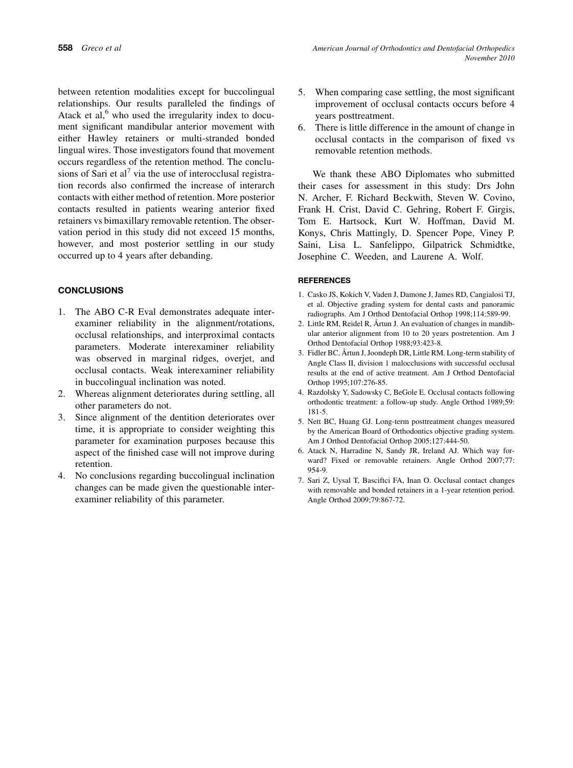between retention modalities except for buccolingual relationships. Our results paralleled the findings of Atack et al,[6] who used the irregularity index to document significant mandibular anterior movement with either Hawley retainers or multi-stranded bonded lingual wires. Those investigators found that movement occurs regardless of the retention method. The conclusions of Sari et al[7] via the use of interocclusal registration records also confirmed the increase of interarch contacts with either method of retention. More posterior contacts resulted in patients wearing anterior fixed retainers vs bimaxillary removable retention. The observation period in this study did not exceed 15 months, however, and most posterior settling in our study occurred up to 4 years after debanding.

## CONCLUSIONS

1. The ABO C-R Eval demonstrates adequate interexaminer reliability in the alignment/rotations, occlusal relationships, and interproximal contacts parameters. Moderate interexaminer reliability was observed in marginal ridges, overjet, and occlusal contacts. Weak interexaminer reliability in buccolingual inclination was noted.
2. Whereas alignment deteriorates during settling, all other parameters do not.
3. Since alignment of the dentition deteriorates over time, it is appropriate to consider weighting this parameter for examination purposes because this aspect of the finished case will not improve during retention.
4. No conclusions regarding buccolingual inclination changes can be made given the questionable interexaminer reliability of this parameter.
5. When comparing case settling, the most significant improvement of occlusal contacts occurs before 4 years posttreatment.
6. There is little difference in the amount of change in occlusal contacts in the comparison of fixed vs removable retention methods.

We thank these ABO Diplomates who submitted their cases for assessment in this study: Drs John N. Archer, F. Richard Beckwith, Steven W. Covino, Frank H. Crist, David C. Gehring, Robert F. Girgis, Tom E. Hartsock, Kurt W. Hoffman, David M. Konys, Chris Mattingly, D. Spencer Pope, Viney P. Saini, Lisa L. Sanfelippo, Gilpatrick Schmidtke, Josephine C. Weeden, and Laurene A. Wolf.

## REFERENCES

1. Casko JS, Kokich V, Vaden J, Damone J, James RD, Cangialosi TJ, et al. Objective grading system for dental casts and panoramic radiographs. Am J Orthod Dentofacial Orthop 1998;114:589-99.
2. Little RM, Reidel R, Årtun J. An evaluation of changes in mandibular anterior alignment from 10 to 20 years postretention. Am J Orthod Dentofacial Orthop 1988;93:423-8.
3. Fidler BC, Årtun J, Joondeph DR, Little RM. Long-term stability of Angle Class II, division 1 malocclusions with successful occlusal results at the end of active treatment. Am J Orthod Dentofacial Orthop 1995;107:276-85.
4. Razdolsky Y, Sadowsky C, BeGole E. Occlusal contacts following orthodontic treatment: a follow-up study. Angle Orthod 1989;59:181-5.
5. Nett BC, Huang GJ. Long-term posttreatment changes measured by the American Board of Orthodontics objective grading system. Am J Orthod Dentofacial Orthop 2005;127:444-50.
6. Atack N, Harradine N, Sandy JR, Ireland AJ. Which way forward? Fixed or removable retainers. Angle Orthod 2007;77:954-9.
7. Sari Z, Uysal T, Basciftci FA, Inan O. Occlusal contact changes with removable and bonded retainers in a 1-year retention period. Angle Orthod 2009;79:867-72.